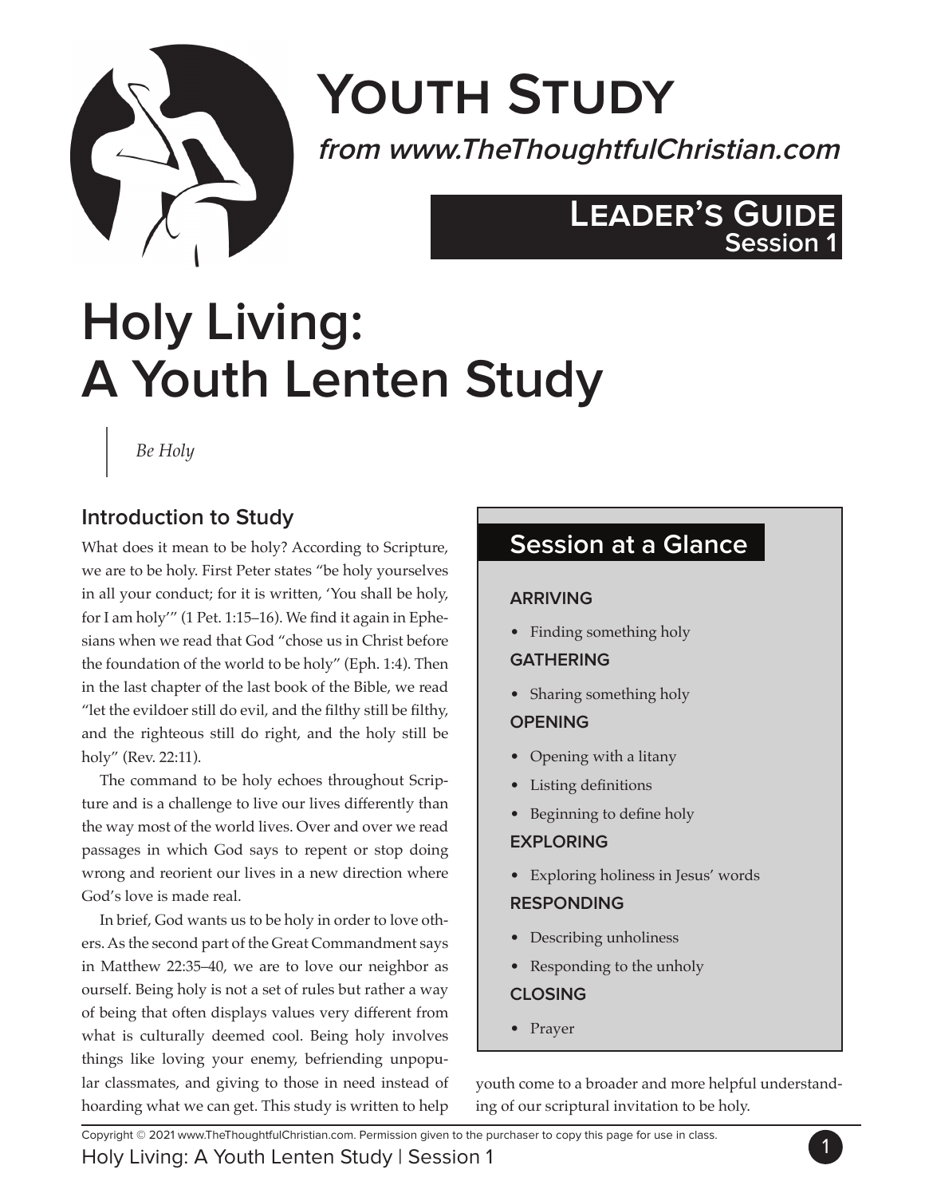# Youth Study

*from www.TheThoughtfulChristian.com*

**Leader's Guide**
**Session 1**

# Holy Living: A Youth Lenten Study

*Be Holy*

## Introduction to Study

What does it mean to be holy? According to Scripture, we are to be holy. First Peter states "be holy yourselves in all your conduct; for it is written, 'You shall be holy, for I am holy'" (1 Pet. 1:15–16). We find it again in Ephesians when we read that God "chose us in Christ before the foundation of the world to be holy" (Eph. 1:4). Then in the last chapter of the last book of the Bible, we read "let the evildoer still do evil, and the filthy still be filthy, and the righteous still do right, and the holy still be holy" (Rev. 22:11).

The command to be holy echoes throughout Scripture and is a challenge to live our lives differently than the way most of the world lives. Over and over we read passages in which God says to repent or stop doing wrong and reorient our lives in a new direction where God's love is made real.

In brief, God wants us to be holy in order to love others. As the second part of the Great Commandment says in Matthew 22:35–40, we are to love our neighbor as ourself. Being holy is not a set of rules but rather a way of being that often displays values very different from what is culturally deemed cool. Being holy involves things like loving your enemy, befriending unpopular classmates, and giving to those in need instead of hoarding what we can get. This study is written to help youth come to a broader and more helpful understanding of our scriptural invitation to be holy.

## Session at a Glance

**ARRIVING**

- Finding something holy

**GATHERING**

- Sharing something holy

**OPENING**

- Opening with a litany
- Listing definitions
- Beginning to define holy

**EXPLORING**

- Exploring holiness in Jesus' words

**RESPONDING**

- Describing unholiness
- Responding to the unholy

**CLOSING**

- Prayer

Copyright © 2021 www.TheThoughtfulChristian.com. Permission given to the purchaser to copy this page for use in class.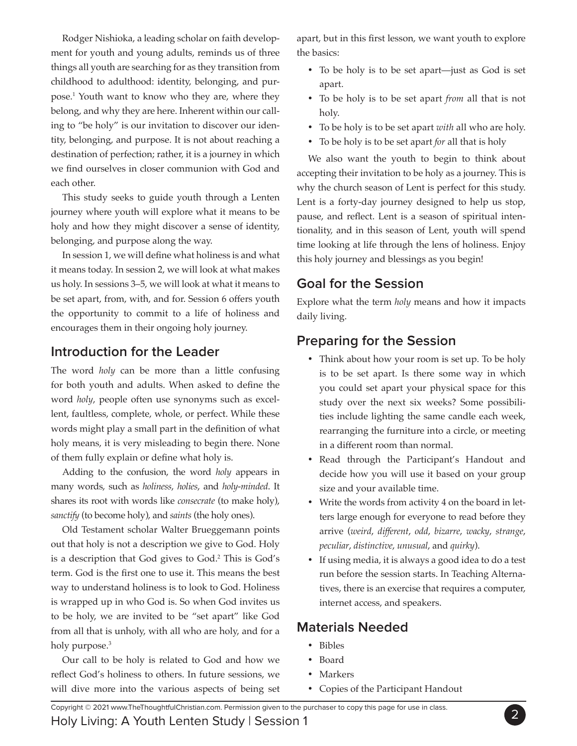Rodger Nishioka, a leading scholar on faith development for youth and young adults, reminds us of three things all youth are searching for as they transition from childhood to adulthood: identity, belonging, and purpose.[1] Youth want to know who they are, where they belong, and why they are here. Inherent within our calling to "be holy" is our invitation to discover our identity, belonging, and purpose. It is not about reaching a destination of perfection; rather, it is a journey in which we find ourselves in closer communion with God and each other.

This study seeks to guide youth through a Lenten journey where youth will explore what it means to be holy and how they might discover a sense of identity, belonging, and purpose along the way.

In session 1, we will define what holiness is and what it means today. In session 2, we will look at what makes us holy. In sessions 3–5, we will look at what it means to be set apart, from, with, and for. Session 6 offers youth the opportunity to commit to a life of holiness and encourages them in their ongoing holy journey.

## Introduction for the Leader

The word *holy* can be more than a little confusing for both youth and adults. When asked to define the word *holy*, people often use synonyms such as excellent, faultless, complete, whole, or perfect. While these words might play a small part in the definition of what holy means, it is very misleading to begin there. None of them fully explain or define what holy is.

Adding to the confusion, the word *holy* appears in many words, such as *holiness*, *holies*, and *holy-minded*. It shares its root with words like *consecrate* (to make holy), *sanctify* (to become holy), and *saints* (the holy ones).

Old Testament scholar Walter Brueggemann points out that holy is not a description we give to God. Holy is a description that God gives to God.[2] This is God's term. God is the first one to use it. This means the best way to understand holiness is to look to God. Holiness is wrapped up in who God is. So when God invites us to be holy, we are invited to be "set apart" like God from all that is unholy, with all who are holy, and for a holy purpose.[3]

Our call to be holy is related to God and how we reflect God's holiness to others. In future sessions, we will dive more into the various aspects of being set apart, but in this first lesson, we want youth to explore the basics:

- To be holy is to be set apart—just as God is set apart.
- To be holy is to be set apart *from* all that is not holy.
- To be holy is to be set apart *with* all who are holy.
- To be holy is to be set apart *for* all that is holy

We also want the youth to begin to think about accepting their invitation to be holy as a journey. This is why the church season of Lent is perfect for this study. Lent is a forty-day journey designed to help us stop, pause, and reflect. Lent is a season of spiritual intentionality, and in this season of Lent, youth will spend time looking at life through the lens of holiness. Enjoy this holy journey and blessings as you begin!

## Goal for the Session

Explore what the term *holy* means and how it impacts daily living.

## Preparing for the Session

- Think about how your room is set up. To be holy is to be set apart. Is there some way in which you could set apart your physical space for this study over the next six weeks? Some possibilities include lighting the same candle each week, rearranging the furniture into a circle, or meeting in a different room than normal.
- Read through the Participant's Handout and decide how you will use it based on your group size and your available time.
- Write the words from activity 4 on the board in letters large enough for everyone to read before they arrive (*weird*, *different*, *odd*, *bizarre*, *wacky*, *strange*, *peculiar*, *distinctive*, *unusual*, and *quirky*).
- If using media, it is always a good idea to do a test run before the session starts. In Teaching Alternatives, there is an exercise that requires a computer, internet access, and speakers.

## Materials Needed

- Bibles
- Board
- Markers
- Copies of the Participant Handout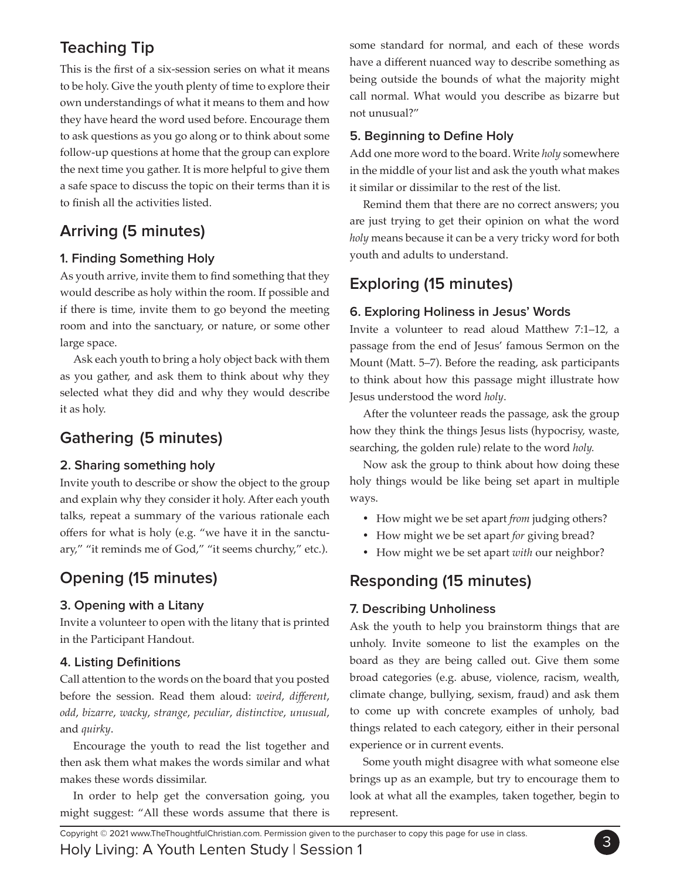## Teaching Tip

This is the first of a six-session series on what it means to be holy. Give the youth plenty of time to explore their own understandings of what it means to them and how they have heard the word used before. Encourage them to ask questions as you go along or to think about some follow-up questions at home that the group can explore the next time you gather. It is more helpful to give them a safe space to discuss the topic on their terms than it is to finish all the activities listed.

## Arriving (5 minutes)

### 1. Finding Something Holy

As youth arrive, invite them to find something that they would describe as holy within the room. If possible and if there is time, invite them to go beyond the meeting room and into the sanctuary, or nature, or some other large space.

Ask each youth to bring a holy object back with them as you gather, and ask them to think about why they selected what they did and why they would describe it as holy.

## Gathering (5 minutes)

### 2. Sharing something holy

Invite youth to describe or show the object to the group and explain why they consider it holy. After each youth talks, repeat a summary of the various rationale each offers for what is holy (e.g. "we have it in the sanctuary," "it reminds me of God," "it seems churchy," etc.).

## Opening (15 minutes)

### 3. Opening with a Litany

Invite a volunteer to open with the litany that is printed in the Participant Handout.

### 4. Listing Definitions

Call attention to the words on the board that you posted before the session. Read them aloud: *weird*, *different*, *odd*, *bizarre*, *wacky*, *strange*, *peculiar*, *distinctive*, *unusual*, and *quirky*.

Encourage the youth to read the list together and then ask them what makes the words similar and what makes these words dissimilar.

In order to help get the conversation going, you might suggest: "All these words assume that there is some standard for normal, and each of these words have a different nuanced way to describe something as being outside the bounds of what the majority might call normal. What would you describe as bizarre but not unusual?"

### 5. Beginning to Define Holy

Add one more word to the board. Write *holy* somewhere in the middle of your list and ask the youth what makes it similar or dissimilar to the rest of the list.

Remind them that there are no correct answers; you are just trying to get their opinion on what the word *holy* means because it can be a very tricky word for both youth and adults to understand.

## Exploring (15 minutes)

### 6. Exploring Holiness in Jesus' Words

Invite a volunteer to read aloud Matthew 7:1–12, a passage from the end of Jesus' famous Sermon on the Mount (Matt. 5–7). Before the reading, ask participants to think about how this passage might illustrate how Jesus understood the word *holy*.

After the volunteer reads the passage, ask the group how they think the things Jesus lists (hypocrisy, waste, searching, the golden rule) relate to the word *holy.*

Now ask the group to think about how doing these holy things would be like being set apart in multiple ways.

- How might we be set apart *from* judging others?
- How might we be set apart *for* giving bread?
- How might we be set apart *with* our neighbor?

## Responding (15 minutes)

### 7. Describing Unholiness

Ask the youth to help you brainstorm things that are unholy. Invite someone to list the examples on the board as they are being called out. Give them some broad categories (e.g. abuse, violence, racism, wealth, climate change, bullying, sexism, fraud) and ask them to come up with concrete examples of unholy, bad things related to each category, either in their personal experience or in current events.

Some youth might disagree with what someone else brings up as an example, but try to encourage them to look at what all the examples, taken together, begin to represent.

Copyright © 2021 www.TheThoughtfulChristian.com. Permission given to the purchaser to copy this page for use in class.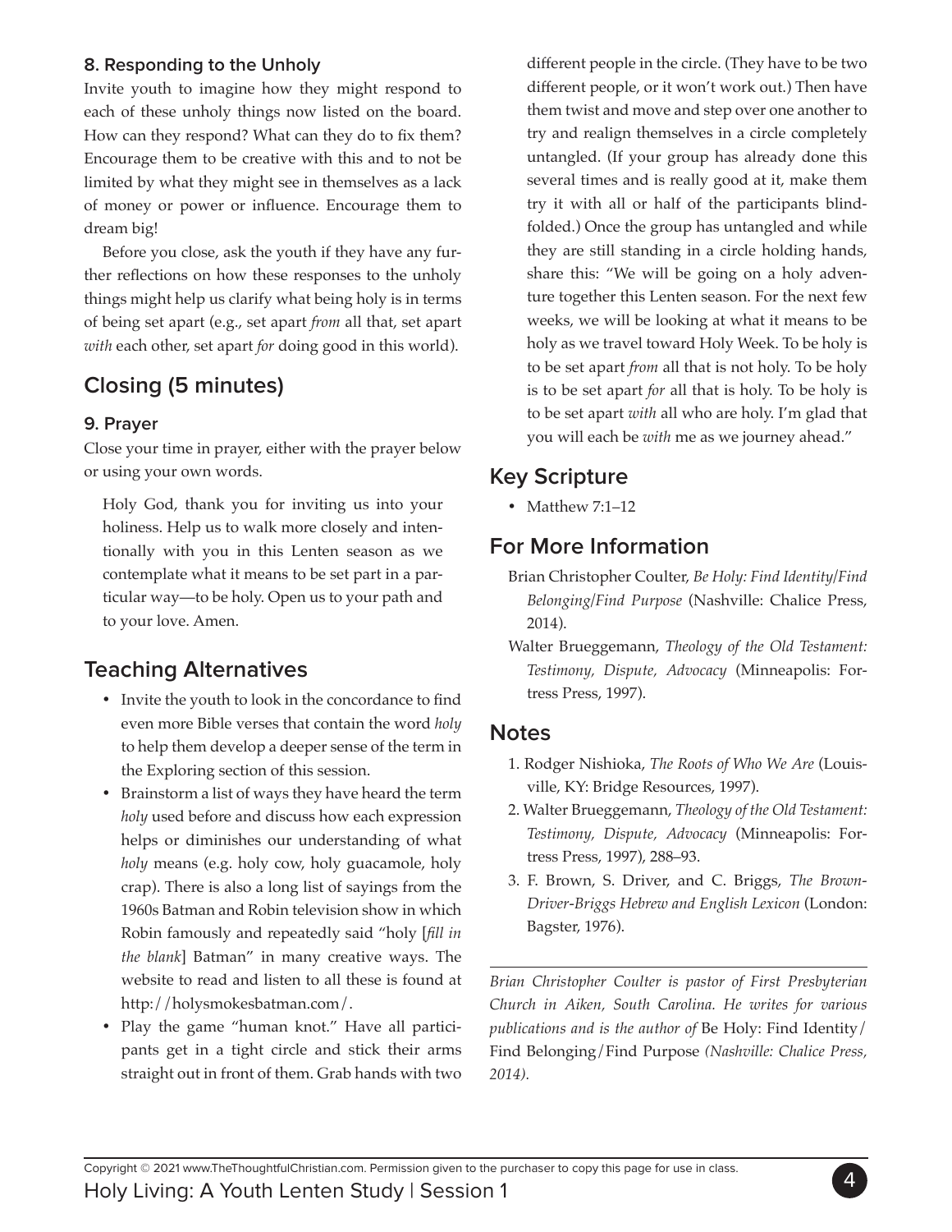### 8. Responding to the Unholy

Invite youth to imagine how they might respond to each of these unholy things now listed on the board. How can they respond? What can they do to fix them? Encourage them to be creative with this and to not be limited by what they might see in themselves as a lack of money or power or influence. Encourage them to dream big!

Before you close, ask the youth if they have any further reflections on how these responses to the unholy things might help us clarify what being holy is in terms of being set apart (e.g., set apart *from* all that, set apart *with* each other, set apart *for* doing good in this world).

## Closing (5 minutes)

### 9. Prayer

Close your time in prayer, either with the prayer below or using your own words.

> Holy God, thank you for inviting us into your holiness. Help us to walk more closely and intentionally with you in this Lenten season as we contemplate what it means to be set part in a particular way—to be holy. Open us to your path and to your love. Amen.

## Teaching Alternatives

- Invite the youth to look in the concordance to find even more Bible verses that contain the word *holy* to help them develop a deeper sense of the term in the Exploring section of this session.
- Brainstorm a list of ways they have heard the term *holy* used before and discuss how each expression helps or diminishes our understanding of what *holy* means (e.g. holy cow, holy guacamole, holy crap). There is also a long list of sayings from the 1960s Batman and Robin television show in which Robin famously and repeatedly said "holy [*fill in the blank*] Batman" in many creative ways. The website to read and listen to all these is found at http://holysmokesbatman.com/.
- Play the game "human knot." Have all participants get in a tight circle and stick their arms straight out in front of them. Grab hands with two different people in the circle. (They have to be two different people, or it won't work out.) Then have them twist and move and step over one another to try and realign themselves in a circle completely untangled. (If your group has already done this several times and is really good at it, make them try it with all or half of the participants blindfolded.) Once the group has untangled and while they are still standing in a circle holding hands, share this: "We will be going on a holy adventure together this Lenten season. For the next few weeks, we will be looking at what it means to be holy as we travel toward Holy Week. To be holy is to be set apart *from* all that is not holy. To be holy is to be set apart *for* all that is holy. To be holy is to be set apart *with* all who are holy. I'm glad that you will each be *with* me as we journey ahead."

## Key Scripture

- Matthew 7:1–12

## For More Information

Brian Christopher Coulter, *Be Holy: Find Identity/Find Belonging/Find Purpose* (Nashville: Chalice Press, 2014).

Walter Brueggemann, *Theology of the Old Testament: Testimony, Dispute, Advocacy* (Minneapolis: Fortress Press, 1997).

## Notes

1. Rodger Nishioka, *The Roots of Who We Are* (Louisville, KY: Bridge Resources, 1997).
2. Walter Brueggemann, *Theology of the Old Testament: Testimony, Dispute, Advocacy* (Minneapolis: Fortress Press, 1997), 288–93.
3. F. Brown, S. Driver, and C. Briggs, *The Brown-Driver-Briggs Hebrew and English Lexicon* (London: Bagster, 1976).

---

*Brian Christopher Coulter is pastor of First Presbyterian Church in Aiken, South Carolina. He writes for various publications and is the author of* Be Holy: Find Identity/Find Belonging/Find Purpose *(Nashville: Chalice Press, 2014).*

Copyright © 2021 www.TheThoughtfulChristian.com. Permission given to the purchaser to copy this page for use in class.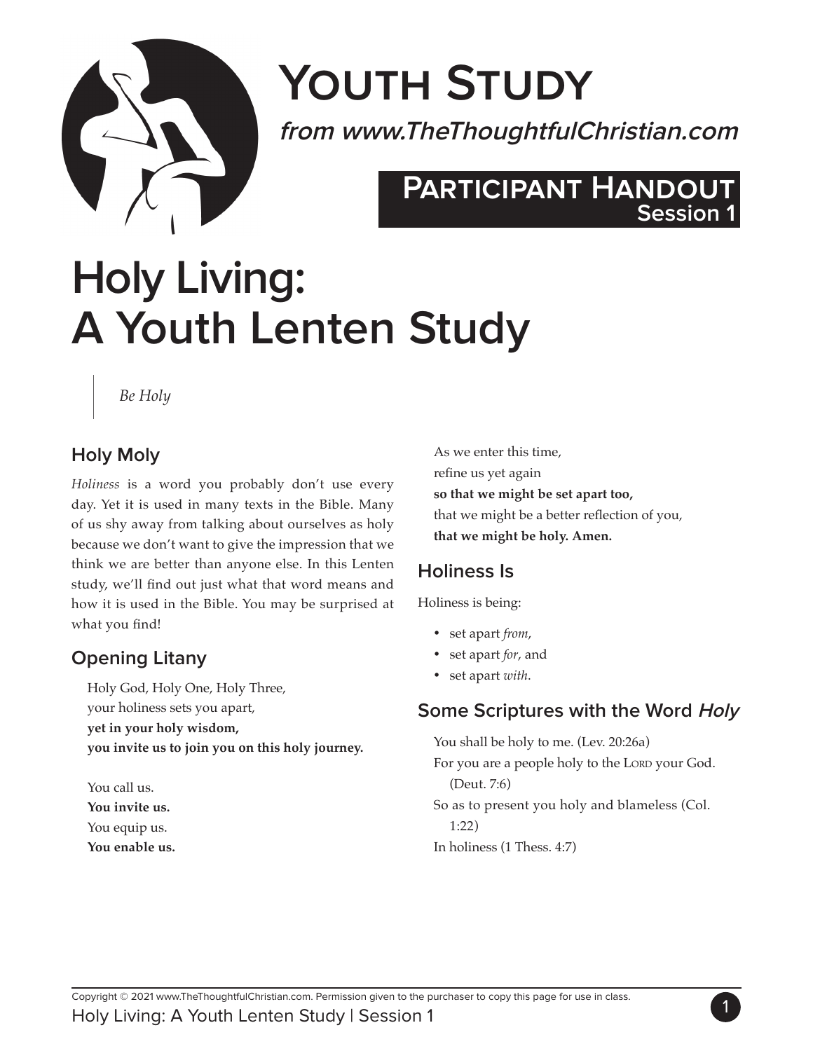# Youth Study

*from www.TheThoughtfulChristian.com*

**Participant Handout**
**Session 1**

# Holy Living: A Youth Lenten Study

> *Be Holy*

## Holy Moly

*Holiness* is a word you probably don't use every day. Yet it is used in many texts in the Bible. Many of us shy away from talking about ourselves as holy because we don't want to give the impression that we think we are better than anyone else. In this Lenten study, we'll find out just what that word means and how it is used in the Bible. You may be surprised at what you find!

## Opening Litany

Holy God, Holy One, Holy Three,
your holiness sets you apart,
**yet in your holy wisdom,**
**you invite us to join you on this holy journey.**

You call us.
**You invite us.**
You equip us.
**You enable us.**

As we enter this time,
refine us yet again
**so that we might be set apart too,**
that we might be a better reflection of you,
**that we might be holy. Amen.**

## Holiness Is

Holiness is being:

- set apart *from*,
- set apart *for*, and
- set apart *with*.

## Some Scriptures with the Word *Holy*

You shall be holy to me. (Lev. 20:26a)
For you are a people holy to the Lord your God. (Deut. 7:6)
So as to present you holy and blameless (Col. 1:22)
In holiness (1 Thess. 4:7)

Copyright © 2021 www.TheThoughtfulChristian.com. Permission given to the purchaser to copy this page for use in class.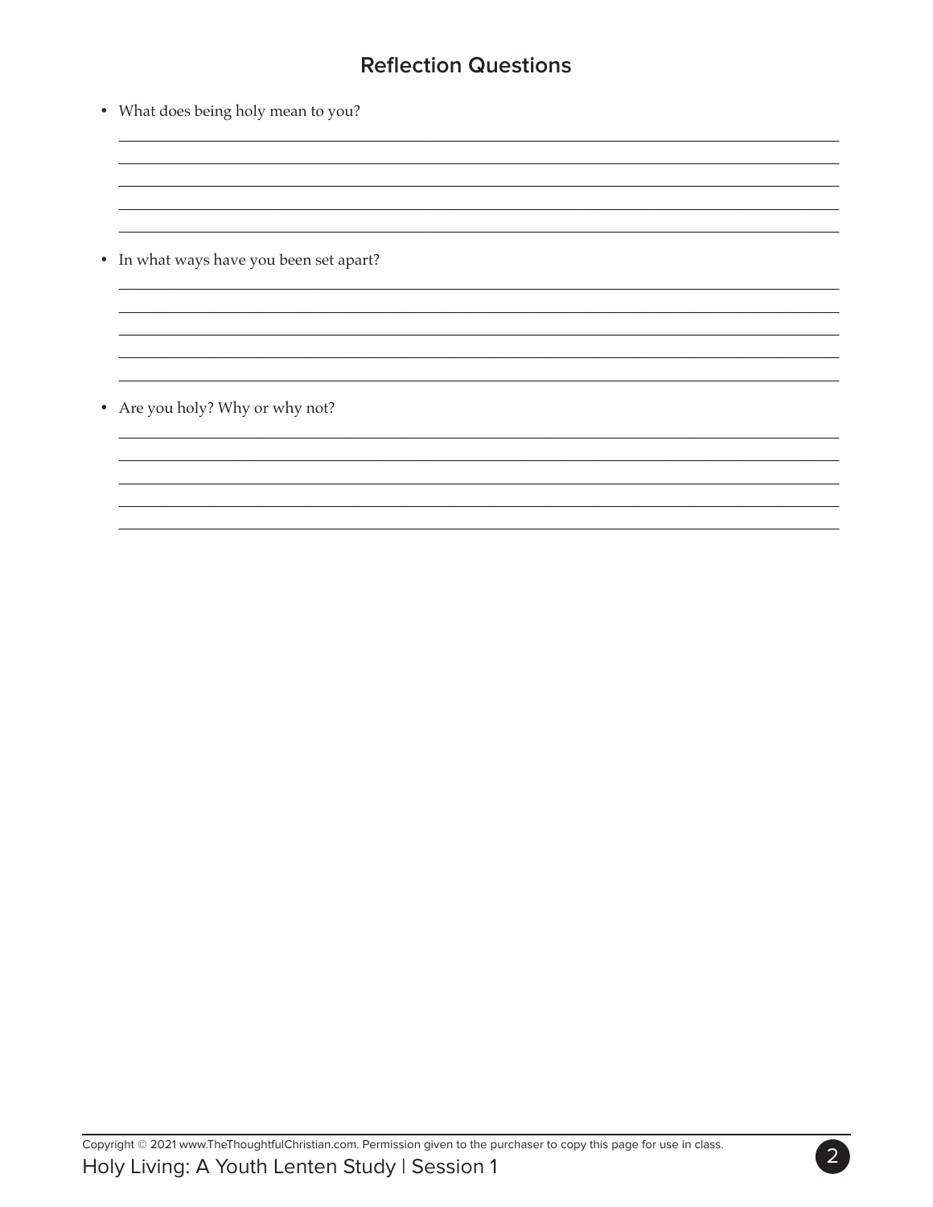## Reflection Questions

- What does being holy mean to you?

- In what ways have you been set apart?

- Are you holy? Why or why not?